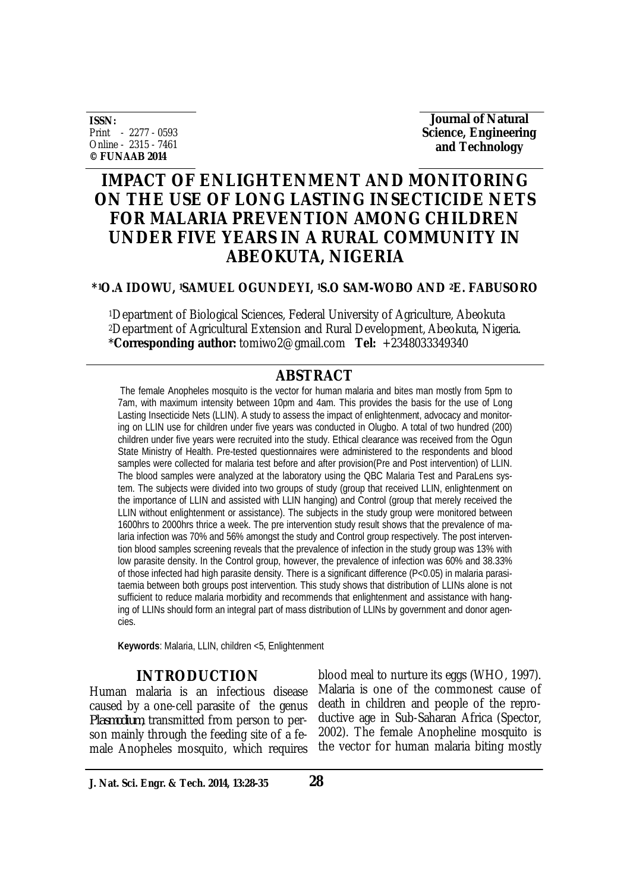**ISSN:**
Print - 2277 - 0593
Online - 2315 - 7461
**© FUNAAB 2014**

**Journal of Natural Science, Engineering and Technology**

# IMPACT OF ENLIGHTENMENT AND MONITORING ON THE USE OF LONG LASTING INSECTICIDE NETS FOR MALARIA PREVENTION AMONG CHILDREN UNDER FIVE YEARS IN A RURAL COMMUNITY IN ABEOKUTA, NIGERIA

**\*[1]O.A IDOWU, [1]SAMUEL OGUNDEYI, [1]S.O SAM-WOBO AND [2]E. FABUSORO**

[1]Department of Biological Sciences, Federal University of Agriculture, Abeokuta
[2]Department of Agricultural Extension and Rural Development, Abeokuta, Nigeria.
\***Corresponding author:** tomiwo2@gmail.com **Tel:** +2348033349340

## ABSTRACT

The female Anopheles mosquito is the vector for human malaria and bites man mostly from 5pm to 7am, with maximum intensity between 10pm and 4am. This provides the basis for the use of Long Lasting Insecticide Nets (LLIN). A study to assess the impact of enlightenment, advocacy and monitoring on LLIN use for children under five years was conducted in Olugbo. A total of two hundred (200) children under five years were recruited into the study. Ethical clearance was received from the Ogun State Ministry of Health. Pre-tested questionnaires were administered to the respondents and blood samples were collected for malaria test before and after provision(Pre and Post intervention) of LLIN. The blood samples were analyzed at the laboratory using the QBC Malaria Test and ParaLens system. The subjects were divided into two groups of study (group that received LLIN, enlightenment on the importance of LLIN and assisted with LLIN hanging) and Control (group that merely received the LLIN without enlightenment or assistance). The subjects in the study group were monitored between 1600hrs to 2000hrs thrice a week. The pre intervention study result shows that the prevalence of malaria infection was 70% and 56% amongst the study and Control group respectively. The post intervention blood samples screening reveals that the prevalence of infection in the study group was 13% with low parasite density. In the Control group, however, the prevalence of infection was 60% and 38.33% of those infected had high parasite density. There is a significant difference ($P<0.05$) in malaria parasitaemia between both groups post intervention. This study shows that distribution of LLINs alone is not sufficient to reduce malaria morbidity and recommends that enlightenment and assistance with hanging of LLINs should form an integral part of mass distribution of LLINs by government and donor agencies.

**Keywords**: Malaria, LLIN, children <5, Enlightenment

## INTRODUCTION

Human malaria is an infectious disease caused by a one-cell parasite of the genus *Plasmodium*, transmitted from person to person mainly through the feeding site of a female Anopheles mosquito, which requires blood meal to nurture its eggs (WHO, 1997). Malaria is one of the commonest cause of death in children and people of the reproductive age in Sub-Saharan Africa (Spector, 2002). The female Anopheline mosquito is the vector for human malaria biting mostly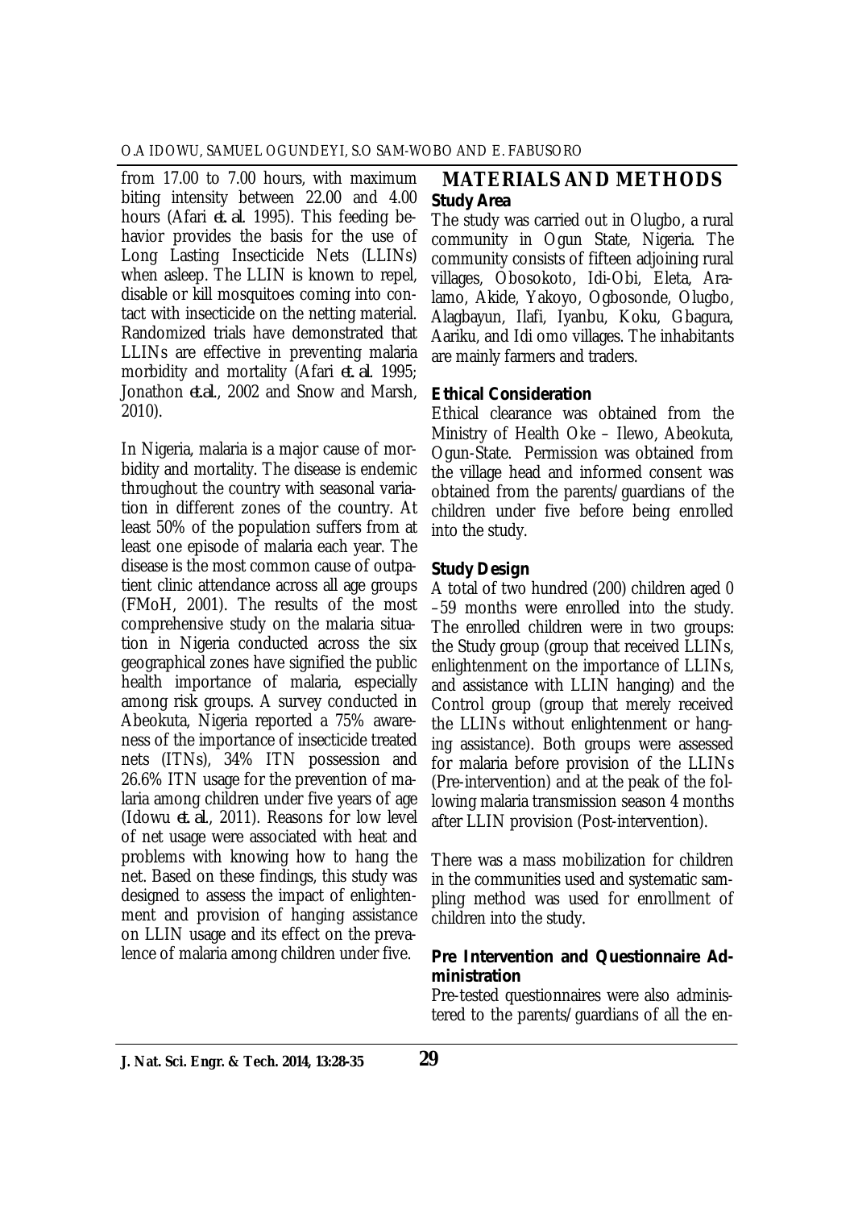from 17.00 to 7.00 hours, with maximum biting intensity between 22.00 and 4.00 hours (Afari *et. al*. 1995). This feeding behavior provides the basis for the use of Long Lasting Insecticide Nets (LLINs) when asleep. The LLIN is known to repel, disable or kill mosquitoes coming into contact with insecticide on the netting material. Randomized trials have demonstrated that LLINs are effective in preventing malaria morbidity and mortality (Afari *et. al*. 1995; Jonathon *et.al.*, 2002 and Snow and Marsh, 2010).

In Nigeria, malaria is a major cause of morbidity and mortality. The disease is endemic throughout the country with seasonal variation in different zones of the country. At least 50% of the population suffers from at least one episode of malaria each year. The disease is the most common cause of outpatient clinic attendance across all age groups (FMoH, 2001). The results of the most comprehensive study on the malaria situation in Nigeria conducted across the six geographical zones have signified the public health importance of malaria, especially among risk groups. A survey conducted in Abeokuta, Nigeria reported a 75% awareness of the importance of insecticide treated nets (ITNs), 34% ITN possession and 26.6% ITN usage for the prevention of malaria among children under five years of age (Idowu *et. al.*, 2011). Reasons for low level of net usage were associated with heat and problems with knowing how to hang the net. Based on these findings, this study was designed to assess the impact of enlightenment and provision of hanging assistance on LLIN usage and its effect on the prevalence of malaria among children under five.

## MATERIALS AND METHODS

### Study Area

The study was carried out in Olugbo, a rural community in Ogun State, Nigeria. The community consists of fifteen adjoining rural villages, Obosokoto, Idi-Obi, Eleta, Aralamo, Akide, Yakoyo, Ogbosonde, Olugbo, Alagbayun, Ilafi, Iyanbu, Koku, Gbagura, Aariku, and Idi omo villages. The inhabitants are mainly farmers and traders.

### Ethical Consideration

Ethical clearance was obtained from the Ministry of Health Oke – Ilewo, Abeokuta, Ogun-State. Permission was obtained from the village head and informed consent was obtained from the parents/guardians of the children under five before being enrolled into the study.

### Study Design

A total of two hundred (200) children aged 0 –59 months were enrolled into the study. The enrolled children were in two groups: the Study group (group that received LLINs, enlightenment on the importance of LLINs, and assistance with LLIN hanging) and the Control group (group that merely received the LLINs without enlightenment or hanging assistance). Both groups were assessed for malaria before provision of the LLINs (Pre-intervention) and at the peak of the following malaria transmission season 4 months after LLIN provision (Post-intervention).

There was a mass mobilization for children in the communities used and systematic sampling method was used for enrollment of children into the study.

### Pre Intervention and Questionnaire Administration

Pre-tested questionnaires were also administered to the parents/guardians of all the en-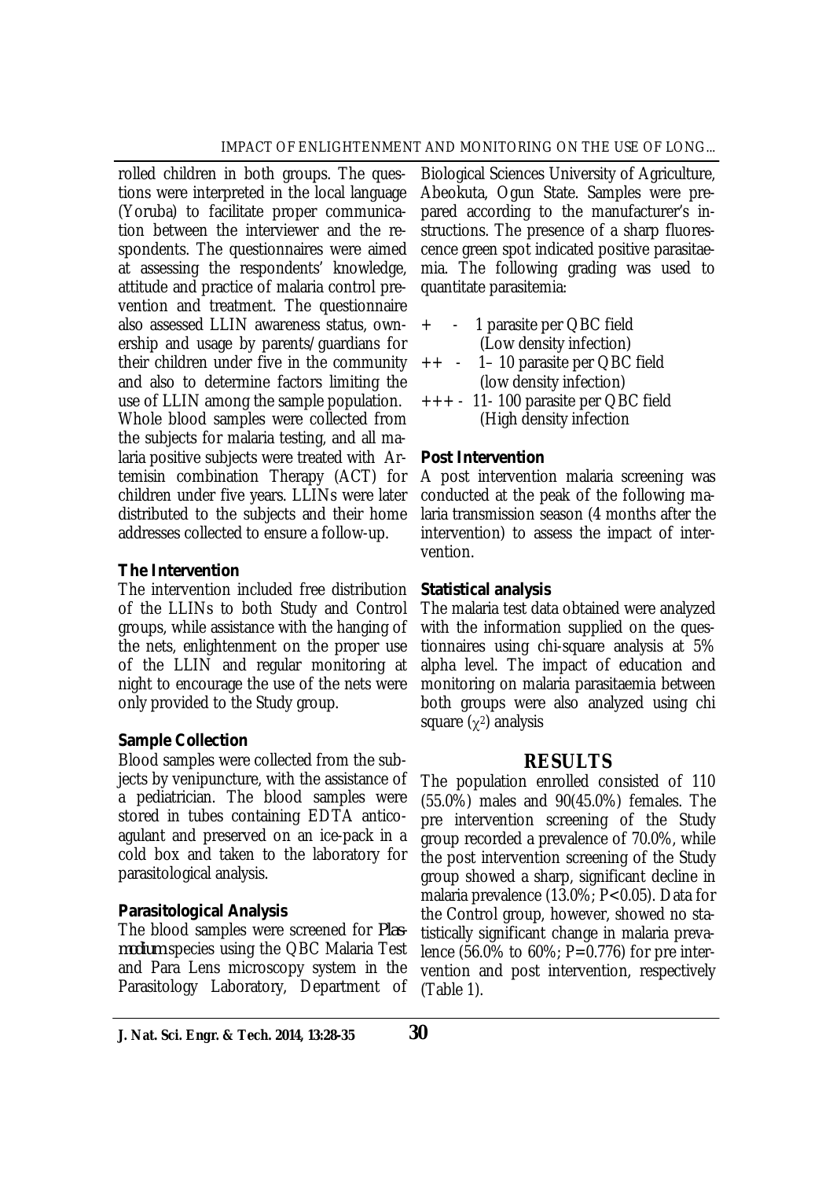rolled children in both groups. The questions were interpreted in the local language (Yoruba) to facilitate proper communication between the interviewer and the respondents. The questionnaires were aimed at assessing the respondents' knowledge, attitude and practice of malaria control prevention and treatment. The questionnaire also assessed LLIN awareness status, ownership and usage by parents/guardians for their children under five in the community and also to determine factors limiting the use of LLIN among the sample population.
Whole blood samples were collected from the subjects for malaria testing, and all malaria positive subjects were treated with Artemisin combination Therapy (ACT) for children under five years. LLINs were later distributed to the subjects and their home addresses collected to ensure a follow-up.

**The Intervention**

The intervention included free distribution of the LLINs to both Study and Control groups, while assistance with the hanging of the nets, enlightenment on the proper use of the LLIN and regular monitoring at night to encourage the use of the nets were only provided to the Study group.

**Sample Collection**

Blood samples were collected from the subjects by venipuncture, with the assistance of a pediatrician. The blood samples were stored in tubes containing EDTA anticoagulant and preserved on an ice-pack in a cold box and taken to the laboratory for parasitological analysis.

**Parasitological Analysis**

The blood samples were screened for *Plasmodium* species using the QBC Malaria Test and Para Lens microscopy system in the Parasitology Laboratory, Department of Biological Sciences University of Agriculture, Abeokuta, Ogun State. Samples were prepared according to the manufacturer's instructions. The presence of a sharp fluorescence green spot indicated positive parasitaemia. The following grading was used to quantitate parasitemia:

+ - 1 parasite per QBC field (Low density infection)
++ - 1– 10 parasite per QBC field (low density infection)
+++ - 11- 100 parasite per QBC field (High density infection

**Post Intervention**

A post intervention malaria screening was conducted at the peak of the following malaria transmission season (4 months after the intervention) to assess the impact of intervention.

**Statistical analysis**

The malaria test data obtained were analyzed with the information supplied on the questionnaires using chi-square analysis at 5% alpha level. The impact of education and monitoring on malaria parasitaemia between both groups were also analyzed using chi square ($\chi^2$) analysis

## RESULTS

The population enrolled consisted of 110 (55.0%) males and 90(45.0%) females. The pre intervention screening of the Study group recorded a prevalence of 70.0%, while the post intervention screening of the Study group showed a sharp, significant decline in malaria prevalence (13.0%; $P<0.05$). Data for the Control group, however, showed no statistically significant change in malaria prevalence (56.0% to 60%; $P=0.776$) for pre intervention and post intervention, respectively (Table 1).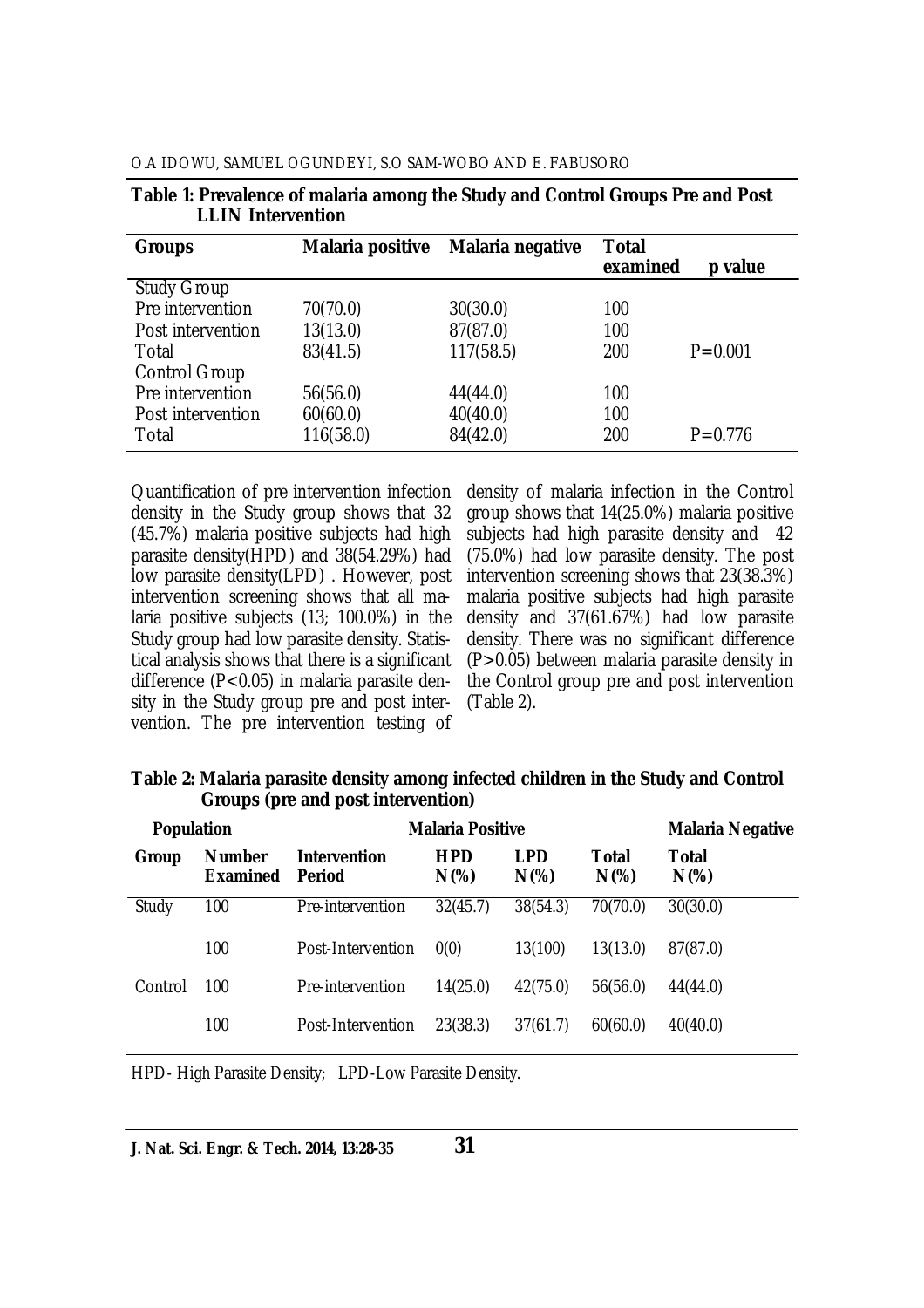**Table 1: Prevalence of malaria among the Study and Control Groups Pre and Post LLIN Intervention**

| Groups | Malaria positive | Malaria negative | Total examined | p value |
|---|---|---|---|---|
| Study Group | | | | |
| Pre intervention | 70(70.0) | 30(30.0) | 100 | |
| Post intervention | 13(13.0) | 87(87.0) | 100 | |
| Total | 83(41.5) | 117(58.5) | 200 | P=0.001 |
| Control Group | | | | |
| Pre intervention | 56(56.0) | 44(44.0) | 100 | |
| Post intervention | 60(60.0) | 40(40.0) | 100 | |
| Total | 116(58.0) | 84(42.0) | 200 | P=0.776 |

Quantification of pre intervention infection density in the Study group shows that 32 (45.7%) malaria positive subjects had high parasite density(HPD) and 38(54.29%) had low parasite density(LPD) . However, post intervention screening shows that all malaria positive subjects (13; 100.0%) in the Study group had low parasite density. Statistical analysis shows that there is a significant difference ($P<0.05$) in malaria parasite density in the Study group pre and post intervention. The pre intervention testing of density of malaria infection in the Control group shows that 14(25.0%) malaria positive subjects had high parasite density and 42 (75.0%) had low parasite density. The post intervention screening shows that 23(38.3%) malaria positive subjects had high parasite density and 37(61.67%) had low parasite density. There was no significant difference ($P>0.05$) between malaria parasite density in the Control group pre and post intervention (Table 2).

**Table 2: Malaria parasite density among infected children in the Study and Control Groups (pre and post intervention)**

| Population | | | Malaria Positive | | | Malaria Negative |
|---|---|---|---|---|---|---|
| Group | Number Examined | Intervention Period | HPD N(%) | LPD N(%) | Total N(%) | Total N(%) |
| Study | 100 | Pre-intervention | 32(45.7) | 38(54.3) | 70(70.0) | 30(30.0) |
| | 100 | Post-Intervention | 0(0) | 13(100) | 13(13.0) | 87(87.0) |
| Control | 100 | Pre-intervention | 14(25.0) | 42(75.0) | 56(56.0) | 44(44.0) |
| | 100 | Post-Intervention | 23(38.3) | 37(61.7) | 60(60.0) | 40(40.0) |

HPD- High Parasite Density; LPD-Low Parasite Density.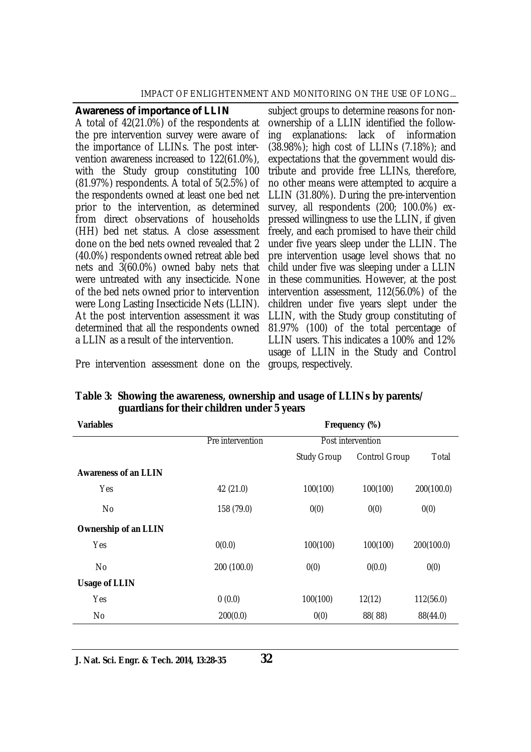### Awareness of importance of LLIN

A total of 42(21.0%) of the respondents at the pre intervention survey were aware of the importance of LLINs. The post intervention awareness increased to 122(61.0%), with the Study group constituting 100 (81.97%) respondents. A total of 5(2.5%) of the respondents owned at least one bed net prior to the intervention, as determined from direct observations of households (HH) bed net status. A close assessment done on the bed nets owned revealed that 2 (40.0%) respondents owned retreat able bed nets and 3(60.0%) owned baby nets that were untreated with any insecticide. None of the bed nets owned prior to intervention were Long Lasting Insecticide Nets (LLIN). At the post intervention assessment it was determined that all the respondents owned a LLIN as a result of the intervention.

Pre intervention assessment done on the subject groups to determine reasons for non-ownership of a LLIN identified the following explanations: lack of information (38.98%); high cost of LLINs (7.18%); and expectations that the government would distribute and provide free LLINs, therefore, no other means were attempted to acquire a LLIN (31.80%). During the pre-intervention survey, all respondents (200; 100.0%) expressed willingness to use the LLIN, if given freely, and each promised to have their child under five years sleep under the LLIN. The pre intervention usage level shows that no child under five was sleeping under a LLIN in these communities. However, at the post intervention assessment, 112(56.0%) of the children under five years slept under the LLIN, with the Study group constituting of 81.97% (100) of the total percentage of LLIN users. This indicates a 100% and 12% usage of LLIN in the Study and Control groups, respectively.

**Table 3: Showing the awareness, ownership and usage of LLINs by parents/ guardians for their children under 5 years**

| Variables | Frequency (%) | | | |
|---|---|---|---|---|
| | Pre intervention | Post intervention | | |
| | | Study Group | Control Group | Total |
| **Awareness of an LLIN** | | | | |
| Yes | 42 (21.0) | 100(100) | 100(100) | 200(100.0) |
| No | 158 (79.0) | 0(0) | 0(0) | 0(0) |
| **Ownership of an LLIN** | | | | |
| Yes | 0(0.0) | 100(100) | 100(100) | 200(100.0) |
| No | 200 (100.0) | 0(0) | 0(0.0) | 0(0) |
| **Usage of LLIN** | | | | |
| Yes | 0 (0.0) | 100(100) | 12(12) | 112(56.0) |
| No | 200(0.0) | 0(0) | 88( 88) | 88(44.0) |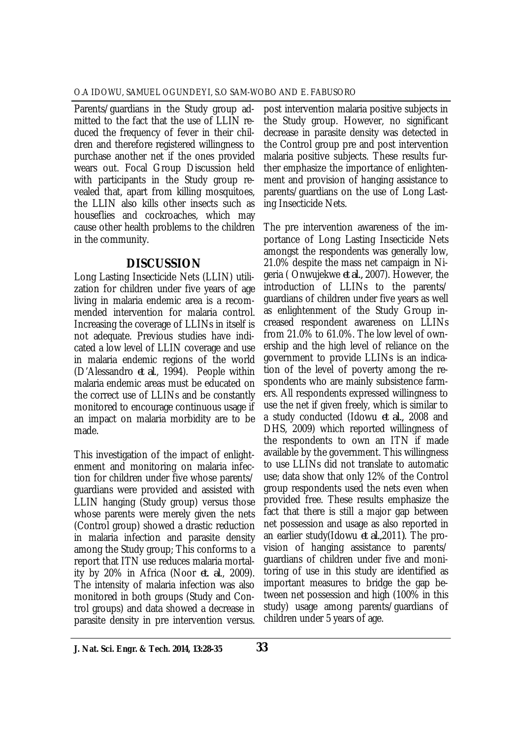Parents/guardians in the Study group admitted to the fact that the use of LLIN reduced the frequency of fever in their children and therefore registered willingness to purchase another net if the ones provided wears out. Focal Group Discussion held with participants in the Study group revealed that, apart from killing mosquitoes, the LLIN also kills other insects such as houseflies and cockroaches, which may cause other health problems to the children in the community.

## DISCUSSION

Long Lasting Insecticide Nets (LLIN) utilization for children under five years of age living in malaria endemic area is a recommended intervention for malaria control. Increasing the coverage of LLINs in itself is not adequate. Previous studies have indicated a low level of LLIN coverage and use in malaria endemic regions of the world (D'Alessandro *et al.*, 1994). People within malaria endemic areas must be educated on the correct use of LLINs and be constantly monitored to encourage continuous usage if an impact on malaria morbidity are to be made.

This investigation of the impact of enlightenment and monitoring on malaria infection for children under five whose parents/guardians were provided and assisted with LLIN hanging (Study group) versus those whose parents were merely given the nets (Control group) showed a drastic reduction in malaria infection and parasite density among the Study group; This conforms to a report that ITN use reduces malaria mortality by 20% in Africa (Noor *et. al.*, 2009). The intensity of malaria infection was also monitored in both groups (Study and Control groups) and data showed a decrease in parasite density in pre intervention versus. post intervention malaria positive subjects in the Study group. However, no significant decrease in parasite density was detected in the Control group pre and post intervention malaria positive subjects. These results further emphasize the importance of enlightenment and provision of hanging assistance to parents/guardians on the use of Long Lasting Insecticide Nets.

The pre intervention awareness of the importance of Long Lasting Insecticide Nets amongst the respondents was generally low, 21.0% despite the mass net campaign in Nigeria ( Onwujekwe *et al.*, 2007). However, the introduction of LLINs to the parents/guardians of children under five years as well as enlightenment of the Study Group increased respondent awareness on LLINs from 21.0% to 61.0%. The low level of ownership and the high level of reliance on the government to provide LLINs is an indication of the level of poverty among the respondents who are mainly subsistence farmers. All respondents expressed willingness to use the net if given freely, which is similar to a study conducted (Idowu *et al.*, 2008 and DHS, 2009) which reported willingness of the respondents to own an ITN if made available by the government. This willingness to use LLINs did not translate to automatic use; data show that only 12% of the Control group respondents used the nets even when provided free. These results emphasize the fact that there is still a major gap between net possession and usage as also reported in an earlier study(Idowu *et al.*,2011). The provision of hanging assistance to parents/guardians of children under five and monitoring of use in this study are identified as important measures to bridge the gap between net possession and high (100% in this study) usage among parents/guardians of children under 5 years of age.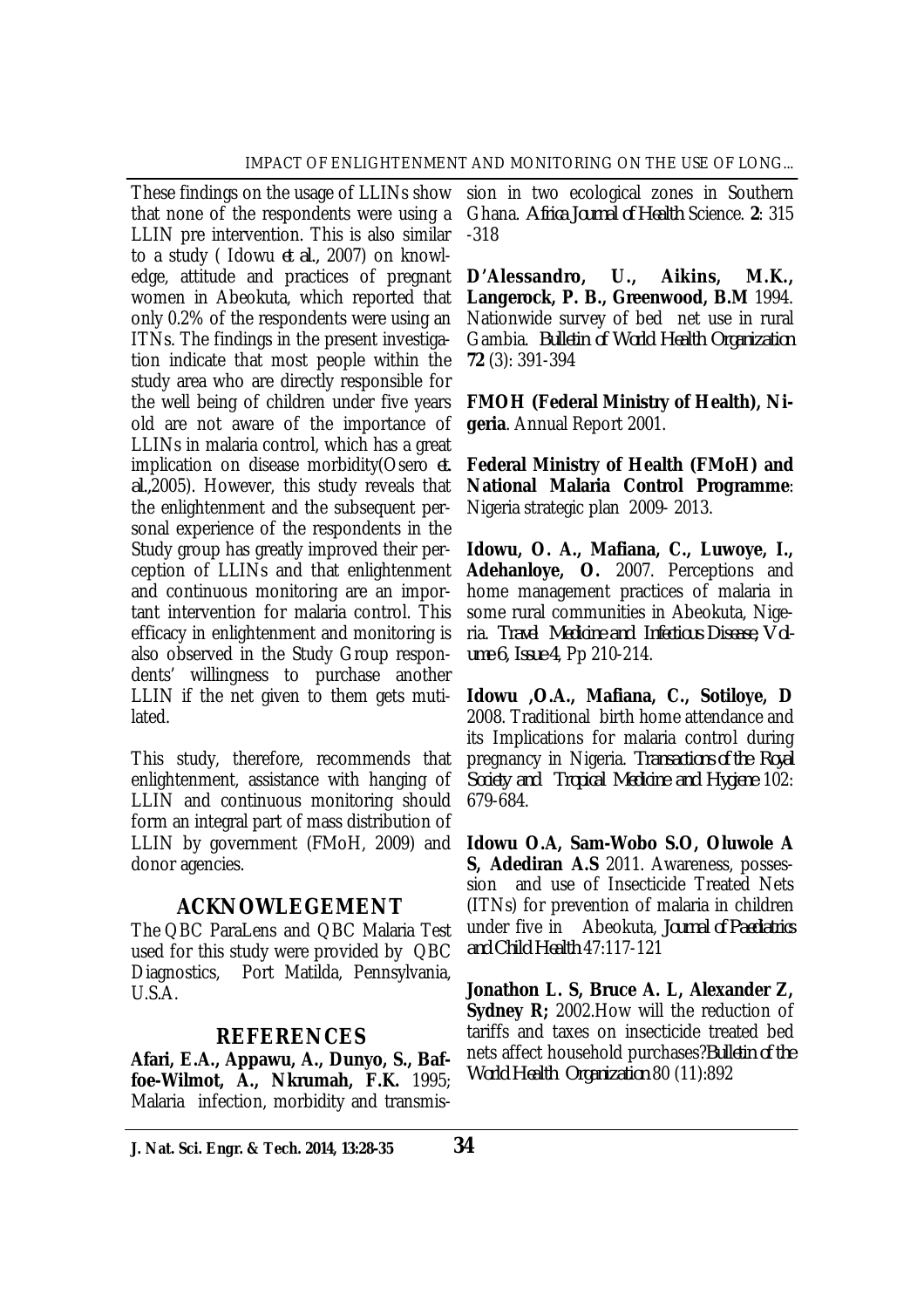These findings on the usage of LLINs show that none of the respondents were using a LLIN pre intervention. This is also similar to a study ( Idowu *et al.,* 2007) on knowledge, attitude and practices of pregnant women in Abeokuta, which reported that only 0.2% of the respondents were using an ITNs. The findings in the present investigation indicate that most people within the study area who are directly responsible for the well being of children under five years old are not aware of the importance of LLINs in malaria control, which has a great implication on disease morbidity(Osero *et. al.,*2005). However, this study reveals that the enlightenment and the subsequent personal experience of the respondents in the Study group has greatly improved their perception of LLINs and that enlightenment and continuous monitoring are an important intervention for malaria control. This efficacy in enlightenment and monitoring is also observed in the Study Group respondents' willingness to purchase another LLIN if the net given to them gets mutilated.

This study, therefore, recommends that enlightenment, assistance with hanging of LLIN and continuous monitoring should form an integral part of mass distribution of LLIN by government (FMoH, 2009) and donor agencies.

## ACKNOWLEGEMENT

The QBC ParaLens and QBC Malaria Test used for this study were provided by QBC Diagnostics, Port Matilda, Pennsylvania, U.S.A.

## REFERENCES

**Afari, E.A., Appawu, A., Dunyo, S., Baffoe-Wilmot, A., Nkrumah, F.K.** 1995; Malaria infection, morbidity and transmission in two ecological zones in Southern Ghana. *Africa Journal of Health* Science. **2**: 315 -318

**D'Alessandro, U., Aikins, M.K., Langerock, P. B., Greenwood, B.M** 1994. Nationwide survey of bed net use in rural Gambia. *Bulletin of World Health Organization* **72** (3): 391-394

**FMOH (Federal Ministry of Health), Nigeria**. Annual Report 2001.

**Federal Ministry of Health (FMoH) and National Malaria Control Programme**: Nigeria strategic plan 2009- 2013.

**Idowu, O. A., Mafiana, C., Luwoye, I., Adehanloye, O.** 2007. Perceptions and home management practices of malaria in some rural communities in Abeokuta, Nigeria. *Travel Medicine and Infectious Disease, Volume 6, Issue 4*, Pp 210-214.

**Idowu ,O.A., Mafiana, C., Sotiloye, D** 2008. Traditional birth home attendance and its Implications for malaria control during pregnancy in Nigeria. *Transactions of the Royal Society and Tropical Medicine and Hygiene* 102: 679-684.

**Idowu O.A, Sam-Wobo S.O, Oluwole A S, Adediran A.S** 2011. Awareness, possession and use of Insecticide Treated Nets (ITNs) for prevention of malaria in children under five in Abeokuta, *Journal of Paediatrics and Child Health* 47:117-121

**Jonathon L. S, Bruce A. L, Alexander Z, Sydney R;** 2002.How will the reduction of tariffs and taxes on insecticide treated bed nets affect household purchases?*Bulletin of the World Health Organization* 80 (11):892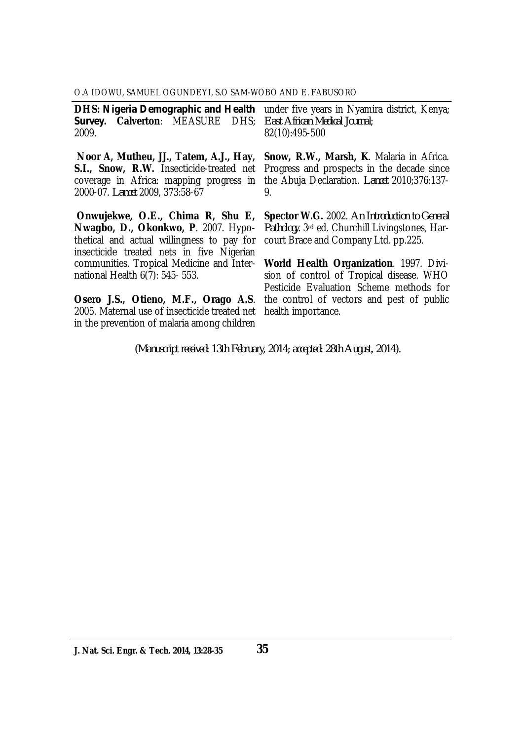**DHS: Nigeria Demographic and Health Survey. Calverton**: MEASURE DHS; 2009.

**Noor A, Mutheu, JJ., Tatem, A.J., Hay, S.I., Snow, R.W.** Insecticide-treated net coverage in Africa: mapping progress in 2000-07. *Lancet* 2009, 373:58-67

**Onwujekwe, O.E., Chima R, Shu E, Nwagbo, D., Okonkwo, P**. 2007. Hypothetical and actual willingness to pay for insecticide treated nets in five Nigerian communities. Tropical Medicine and International Health 6(7): 545- 553.

**Osero J.S., Otieno, M.F., Orago A.S**. 2005. Maternal use of insecticide treated net in the prevention of malaria among children under five years in Nyamira district, Kenya; *East African Medical Journal*; 82(10):495-500

**Snow, R.W., Marsh, K**. Malaria in Africa. Progress and prospects in the decade since the Abuja Declaration. *Lancet* 2010;376:137-9.

**Spector W.G.** 2002. *An Introduction to General Pathology*. 3rd ed. Churchill Livingstones, Harcourt Brace and Company Ltd. pp.225.

**World Health Organization**. 1997. Division of control of Tropical disease. WHO Pesticide Evaluation Scheme methods for the control of vectors and pest of public health importance.

*(Manuscript received: 13th February, 2014; accepted: 28th August, 2014).*